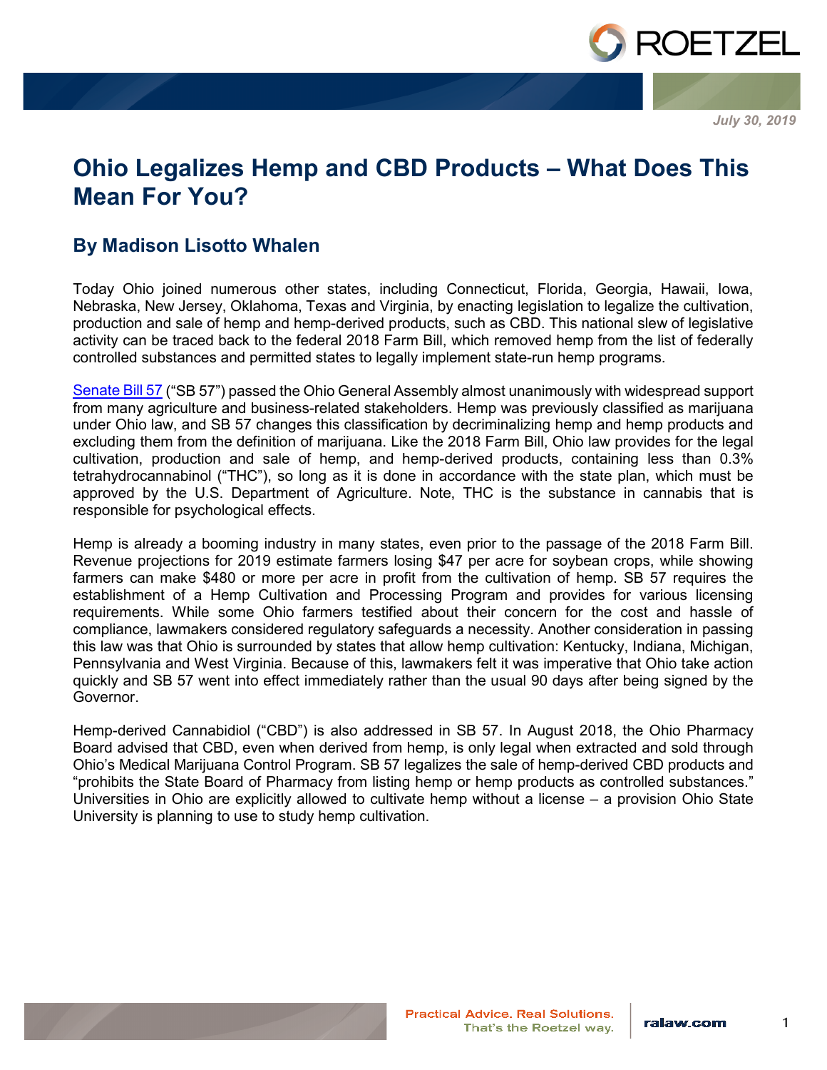July 30, 2019

# Ohio Legalizes Hemp and CBD Products – What Does This Mean For You?

## By Madison Lisotto Whalen

Today Ohio joined numerous other states, including Connecticut, Florida, Georgia, Hawaii, Iowa, Nebraska, New Jersey, Oklahoma, Texas and Virginia, by enacting legislation to legalize the cultivation, production and sale of hemp and hemp-derived products, such as CBD. This national slew of legislative activity can be traced back to the federal 2018 Farm Bill, which removed hemp from the list of federally controlled substances and permitted states to legally implement state-run hemp programs.

Senate Bill 57 ("SB 57") passed the Ohio General Assembly almost unanimously with widespread support from many agriculture and business-related stakeholders. Hemp was previously classified as marijuana under Ohio law, and SB 57 changes this classification by decriminalizing hemp and hemp products and excluding them from the definition of marijuana. Like the 2018 Farm Bill, Ohio law provides for the legal cultivation, production and sale of hemp, and hemp-derived products, containing less than 0.3% tetrahydrocannabinol ("THC"), so long as it is done in accordance with the state plan, which must be approved by the U.S. Department of Agriculture. Note, THC is the substance in cannabis that is responsible for psychological effects.

Hemp is already a booming industry in many states, even prior to the passage of the 2018 Farm Bill. Revenue projections for 2019 estimate farmers losing $47 per acre for soybean crops, while showing farmers can make $480 or more per acre in profit from the cultivation of hemp. SB 57 requires the establishment of a Hemp Cultivation and Processing Program and provides for various licensing requirements. While some Ohio farmers testified about their concern for the cost and hassle of compliance, lawmakers considered regulatory safeguards a necessity. Another consideration in passing this law was that Ohio is surrounded by states that allow hemp cultivation: Kentucky, Indiana, Michigan, Pennsylvania and West Virginia. Because of this, lawmakers felt it was imperative that Ohio take action quickly and SB 57 went into effect immediately rather than the usual 90 days after being signed by the Governor.

Hemp-derived Cannabidiol ("CBD") is also addressed in SB 57. In August 2018, the Ohio Pharmacy Board advised that CBD, even when derived from hemp, is only legal when extracted and sold through Ohio's Medical Marijuana Control Program. SB 57 legalizes the sale of hemp-derived CBD products and "prohibits the State Board of Pharmacy from listing hemp or hemp products as controlled substances." Universities in Ohio are explicitly allowed to cultivate hemp without a license – a provision Ohio State University is planning to use to study hemp cultivation.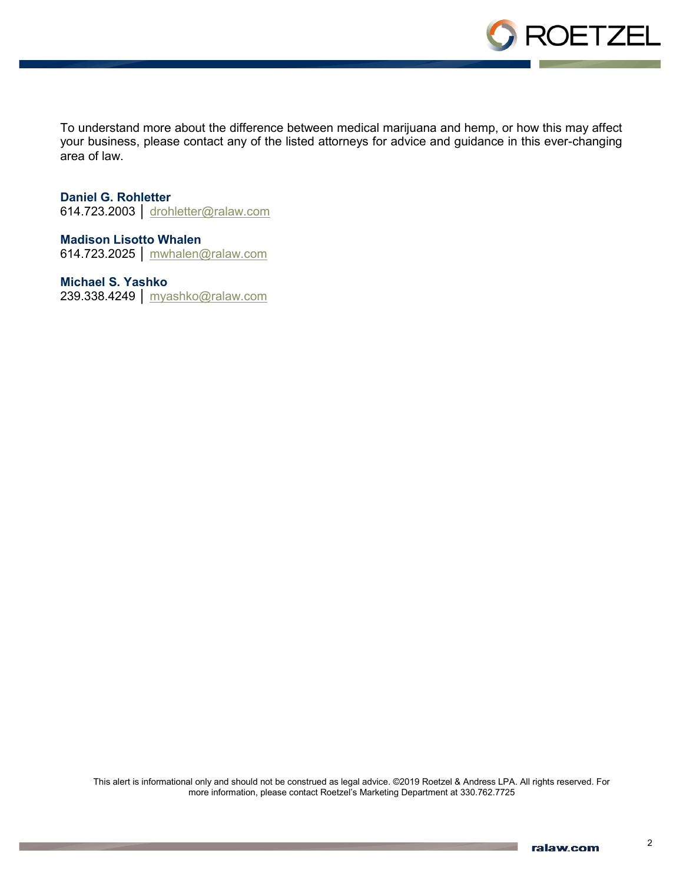To understand more about the difference between medical marijuana and hemp, or how this may affect your business, please contact any of the listed attorneys for advice and guidance in this ever-changing area of law.

**Daniel G. Rohletter**
614.723.2003 │ drohletter@ralaw.com

**Madison Lisotto Whalen**
614.723.2025 │ mwhalen@ralaw.com

**Michael S. Yashko**
239.338.4249 │ myashko@ralaw.com

This alert is informational only and should not be construed as legal advice. ©2019 Roetzel & Andress LPA. All rights reserved. For more information, please contact Roetzel's Marketing Department at 330.762.7725